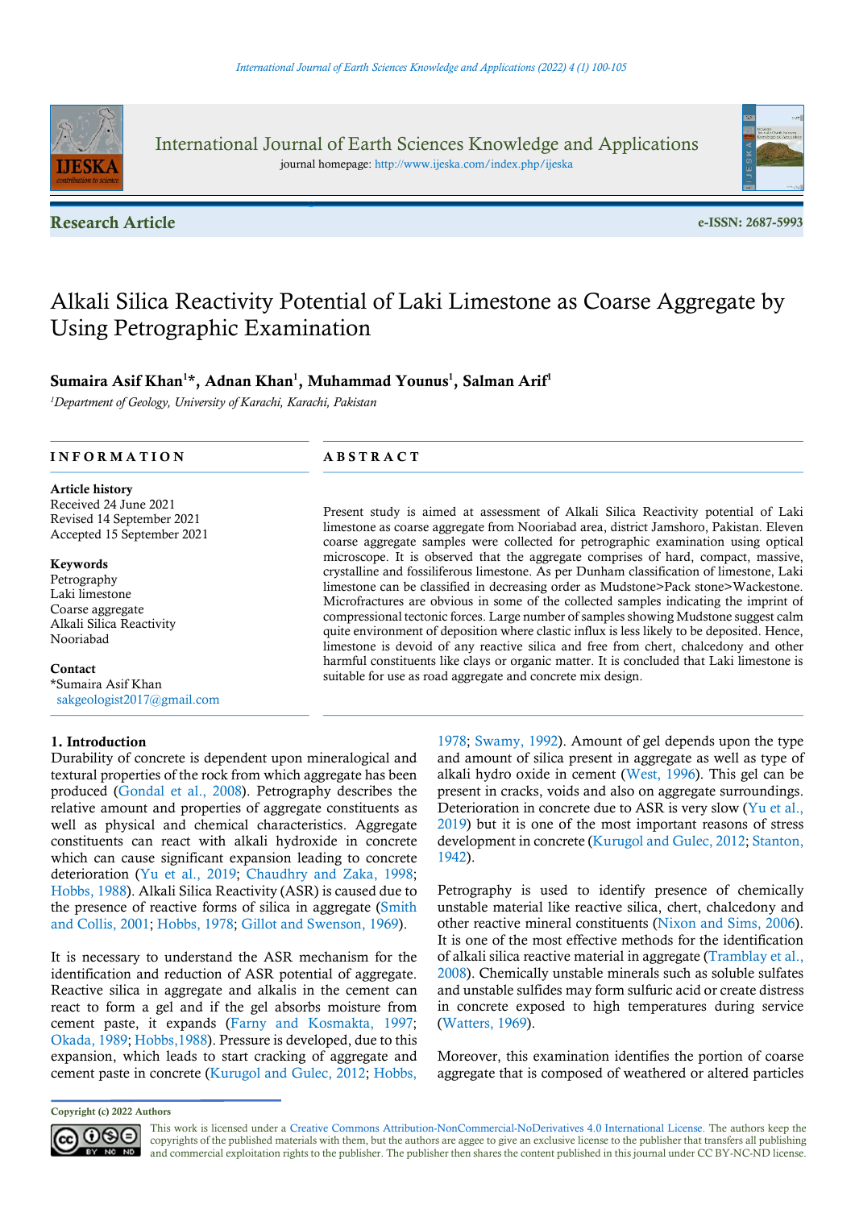Research Article

e-ISSN: 2687-5993

# Alkali Silica Reactivity Potential of Laki Limestone as Coarse Aggregate by Using Petrographic Examination

**Sumaira Asif Khan[1]*, Adnan Khan[1], Muhammad Younus[1], Salman Arif[1]**

[1]*Department of Geology, University of Karachi, Karachi, Pakistan*

## INFORMATION

**Article history**
Received 24 June 2021
Revised 14 September 2021
Accepted 15 September 2021

**Keywords**
Petrography
Laki limestone
Coarse aggregate
Alkali Silica Reactivity
Nooriabad

**Contact**
*Sumaira Asif Khan
sakgeologist2017@gmail.com

## ABSTRACT

Present study is aimed at assessment of Alkali Silica Reactivity potential of Laki limestone as coarse aggregate from Nooriabad area, district Jamshoro, Sindh, Pakistan. Eleven coarse aggregate samples were collected for petrographic examination using optical microscope. It is observed that the aggregate comprises of hard, compact, massive, crystalline and fossiliferous limestone. As per Dunham classification of limestone, Laki limestone can be classified in decreasing order as Mudstone>Pack stone>Wackestone. Microfractures are obvious in some of the collected samples indicating the imprint of compressional tectonic forces. Large number of samples showing Mudstone suggest calm quite environment of deposition where clastic influx is less likely to be deposited. Hence, limestone is devoid of any reactive silica and free from chert, chalcedony and other harmful constituents like clays or organic matter. It is concluded that Laki limestone is suitable for use as road aggregate and concrete mix design.

## 1. Introduction

Durability of concrete is dependent upon mineralogical and textural properties of the rock from which aggregate has been produced (Gondal et al., 2008). Petrography describes the relative amount and properties of aggregate constituents as well as physical and chemical characteristics. Aggregate constituents can react with alkali hydroxide in concrete which can cause significant expansion leading to concrete deterioration (Yu et al., 2019; Chaudhry and Zaka, 1998; Hobbs, 1988). Alkali Silica Reactivity (ASR) is caused due to the presence of reactive forms of silica in aggregate (Smith and Collis, 2001; Hobbs, 1978; Gillot and Swenson, 1969).

It is necessary to understand the ASR mechanism for the identification and reduction of ASR potential of aggregate. Reactive silica in aggregate and alkalis in the cement can react to form a gel and if the gel absorbs moisture from cement paste, it expands (Farny and Kosmakta, 1997; Okada, 1989; Hobbs,1988). Pressure is developed, due to this expansion, which leads to start cracking of aggregate and cement paste in concrete (Kurugol and Gulec, 2012; Hobbs, 1978; Swamy, 1992). Amount of gel depends upon the type and amount of silica present in aggregate as well as type of alkali hydro oxide in cement (West, 1996). This gel can be present in cracks, voids and also on aggregate surroundings. Deterioration in concrete due to ASR is very slow (Yu et al., 2019) but it is one of the most important reasons of stress development in concrete (Kurugol and Gulec, 2012; Stanton, 1942).

Petrography is used to identify presence of chemically unstable material like reactive silica, chert, chalcedony and other reactive mineral constituents (Nixon and Sims, 2006). It is one of the most effective methods for the identification of alkali silica reactive material in aggregate (Tramblay et al., 2008). Chemically unstable minerals such as soluble sulfates and unstable sulfides may form sulfuric acid or create distress in concrete exposed to high temperatures during service (Watters, 1969).

Moreover, this examination identifies the portion of coarse aggregate that is composed of weathered or altered particles

**Copyright (c) 2022 Authors**

This work is licensed under a Creative Commons Attribution-NonCommercial-NoDerivatives 4.0 International License. The authors keep the copyrights of the published materials with them, but the authors are aggee to give an exclusive license to the publisher that transfers all publishing and commercial exploitation rights to the publisher. The publisher then shares the content published in this journal under CC BY-NC-ND license.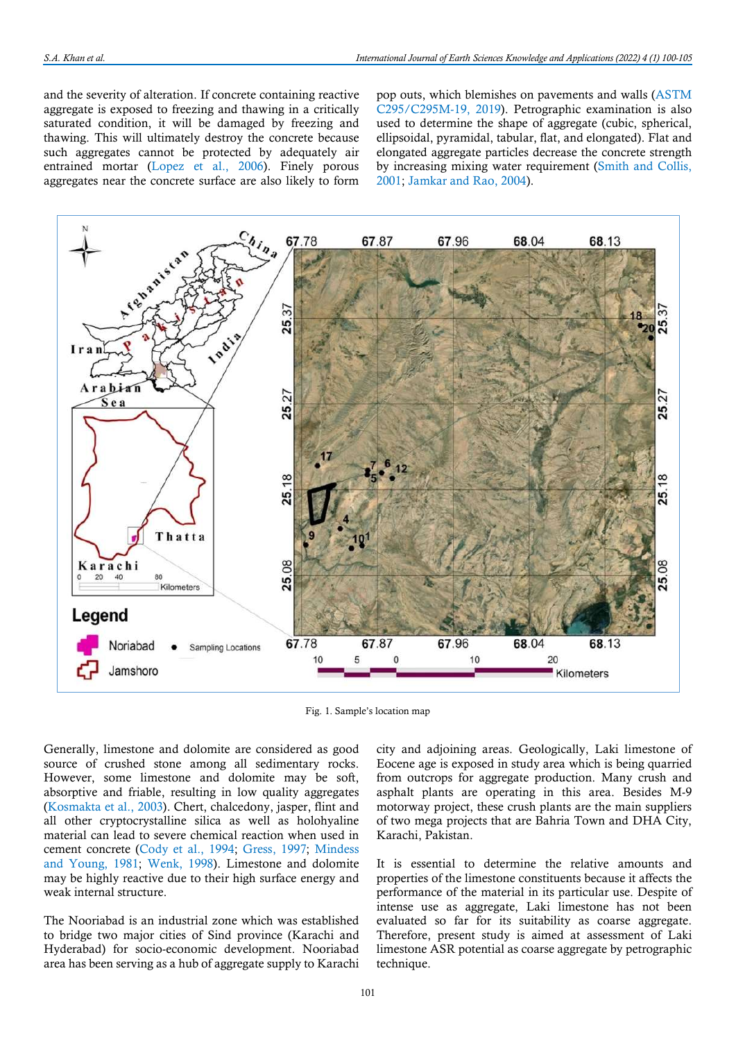and the severity of alteration. If concrete containing reactive aggregate is exposed to freezing and thawing in a critically saturated condition, it will be damaged by freezing and thawing. This will ultimately destroy the concrete because such aggregates cannot be protected by adequately air entrained mortar (Lopez et al., 2006). Finely porous aggregates near the concrete surface are also likely to form pop outs, which blemishes on pavements and walls (ASTM C295/C295M-19, 2019). Petrographic examination is also used to determine the shape of aggregate (cubic, spherical, ellipsoidal, pyramidal, tabular, flat, and elongated). Flat and elongated aggregate particles decrease the concrete strength by increasing mixing water requirement (Smith and Collis, 2001; Jamkar and Rao, 2004).

N
China
Afghanistan
Pakistan
Iran
India
Arabian Sea
Thatta
Karachi
0 20 40 80 Kilometers
67.78 67.87 67.96 68.04 68.13
25.37
25.27
25.18
25.08
18
20
17
7
6
5
12
4
9
10
1
10 5 0 10 20 Kilometers
Legend
Noriabad
Jamshoro
Sampling Locations

Fig. 1. Sample's location map

Generally, limestone and dolomite are considered as good source of crushed stone among all sedimentary rocks. However, some limestone and dolomite may be soft, absorptive and friable, resulting in low quality aggregates (Kosmakta et al., 2003). Chert, chalcedony, jasper, flint and all other cryptocrystalline silica as well as holohyaline material can lead to severe chemical reaction when used in cement concrete (Cody et al., 1994; Gress, 1997; Mindess and Young, 1981; Wenk, 1998). Limestone and dolomite may be highly reactive due to their high surface energy and weak internal structure.

The Nooriabad is an industrial zone which was established to bridge two major cities of Sind province (Karachi and Hyderabad) for socio-economic development. Nooriabad area has been serving as a hub of aggregate supply to Karachi city and adjoining areas. Geologically, Laki limestone of Eocene age is exposed in study area which is being quarried from outcrops for aggregate production. Many crush and asphalt plants are operating in this area. Besides M-9 motorway project, these crush plants are the main suppliers of two mega projects that are Bahria Town and DHA City, Karachi, Pakistan.

It is essential to determine the relative amounts and properties of the limestone constituents because it affects the performance of the material in its particular use. Despite of intense use as aggregate, Laki limestone has not been evaluated so far for its suitability as coarse aggregate. Therefore, present study is aimed at assessment of Laki limestone ASR potential as coarse aggregate by petrographic technique.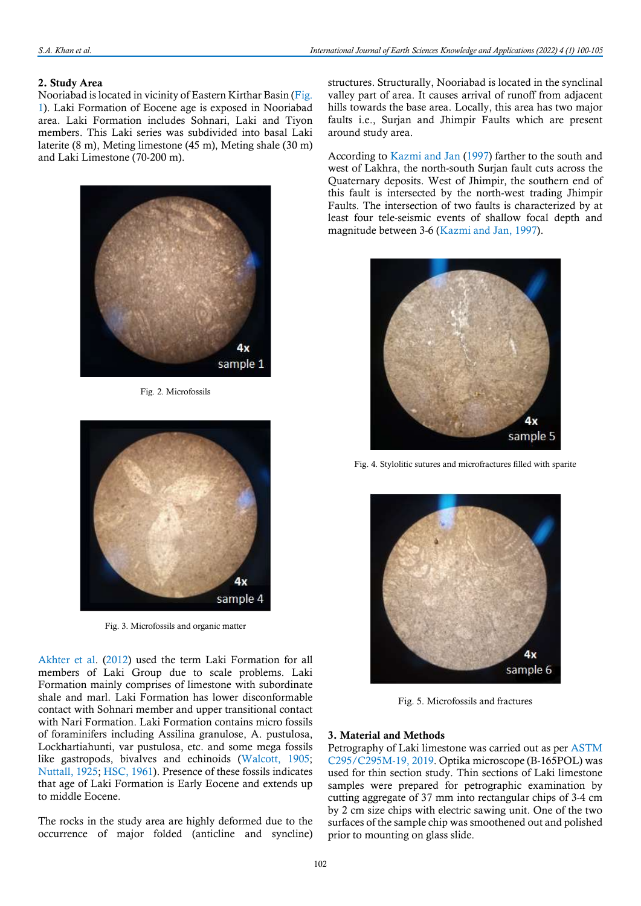## 2. Study Area

Nooriabad is located in vicinity of Eastern Kirthar Basin (Fig. 1). Laki Formation of Eocene age is exposed in Nooriabad area. Laki Formation includes Sohnari, Laki and Tiyon members. This Laki series was subdivided into basal Laki laterite (8 m), Meting limestone (45 m), Meting shale (30 m) and Laki Limestone (70-200 m).

4x
sample 1

Fig. 2. Microfossils

4x
sample 4

Fig. 3. Microfossils and organic matter

Akhter et al. (2012) used the term Laki Formation for all members of Laki Group due to scale problems. Laki Formation mainly comprises of limestone with subordinate shale and marl. Laki Formation has lower disconformable contact with Sohnari member and upper transitional contact with Nari Formation. Laki Formation contains micro fossils of foraminifers including Assilina granulose, A. pustulosa, Lockhartiahunti, var pustulosa, etc. and some mega fossils like gastropods, bivalves and echinoids (Walcott, 1905; Nuttall, 1925; HSC, 1961). Presence of these fossils indicates that age of Laki Formation is Early Eocene and extends up to middle Eocene.

The rocks in the study area are highly deformed due to the occurrence of major folded (anticline and syncline) structures. Structurally, Nooriabad is located in the synclinal valley part of area. It causes arrival of runoff from adjacent hills towards the base area. Locally, this area has two major faults i.e., Surjan and Jhimpir Faults which are present around study area.

According to Kazmi and Jan (1997) farther to the south and west of Lakhra, the north-south Surjan fault cuts across the Quaternary deposits. West of Jhimpir, the southern end of this fault is intersected by the north-west trading Jhimpir Faults. The intersection of two faults is characterized by at least four tele-seismic events of shallow focal depth and magnitude between 3-6 (Kazmi and Jan, 1997).

4x
sample 5

Fig. 4. Stylolitic sutures and microfractures filled with sparite

4x
sample 6

Fig. 5. Microfossils and fractures

## 3. Material and Methods

Petrography of Laki limestone was carried out as per ASTM C295/C295M-19, 2019. Optika microscope (B-165POL) was used for thin section study. Thin sections of Laki limestone samples were prepared for petrographic examination by cutting aggregate of 37 mm into rectangular chips of 3-4 cm by 2 cm size chips with electric sawing unit. One of the two surfaces of the sample chip was smoothened out and polished prior to mounting on glass slide.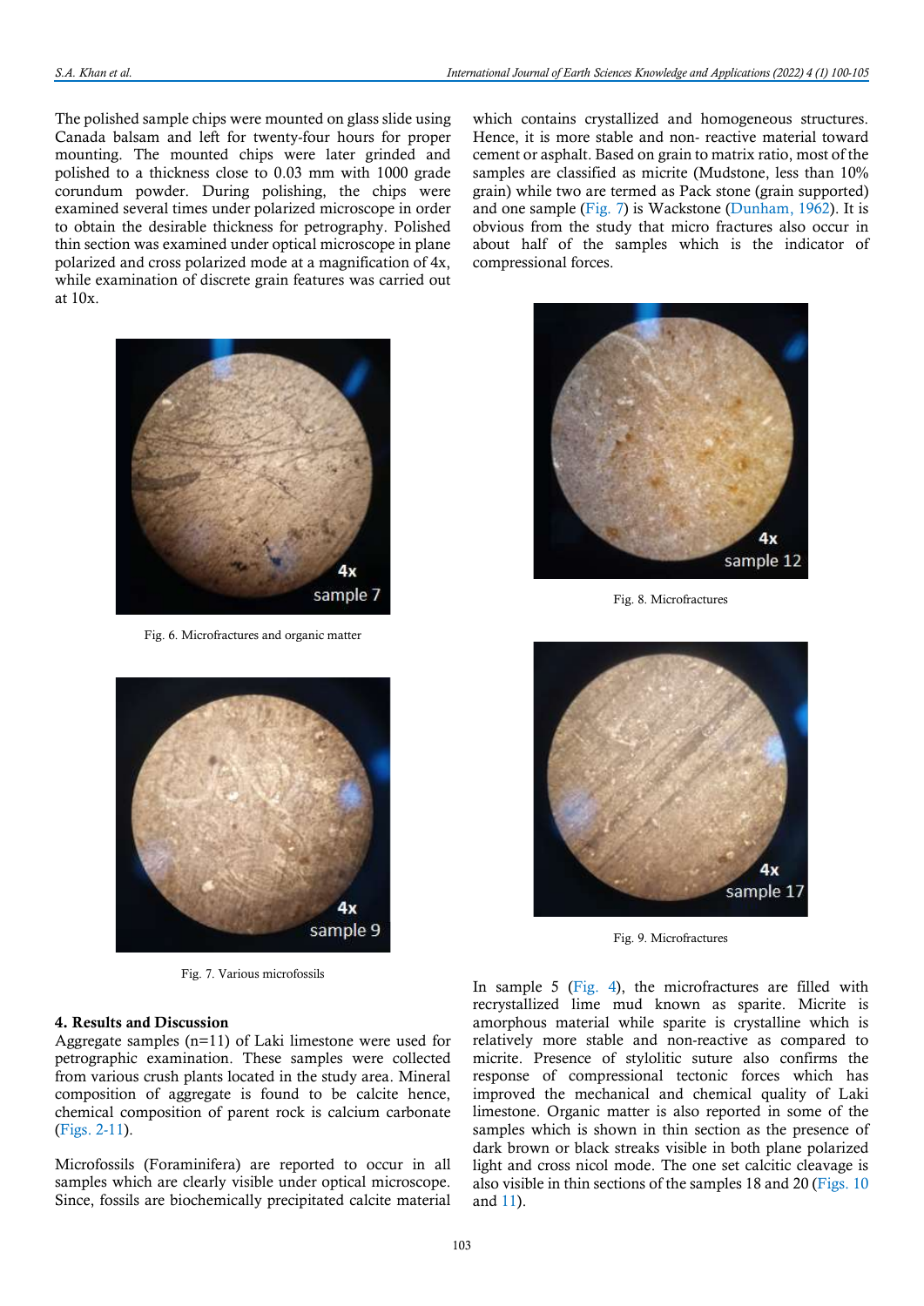The polished sample chips were mounted on glass slide using Canada balsam and left for twenty-four hours for proper mounting. The mounted chips were later grinded and polished to a thickness close to 0.03 mm with 1000 grade corundum powder. During polishing, the chips were examined several times under polarized microscope in order to obtain the desirable thickness for petrography. Polished thin section was examined under optical microscope in plane polarized and cross polarized mode at a magnification of 4x, while examination of discrete grain features was carried out at 10x.

4x
sample 7

Fig. 6. Microfractures and organic matter

4x
sample 9

Fig. 7. Various microfossils

## 4. Results and Discussion

Aggregate samples (n=11) of Laki limestone were used for petrographic examination. These samples were collected from various crush plants located in the study area. Mineral composition of aggregate is found to be calcite hence, chemical composition of parent rock is calcium carbonate (Figs. 2-11).

Microfossils (Foraminifera) are reported to occur in all samples which are clearly visible under optical microscope. Since, fossils are biochemically precipitated calcite material which contains crystallized and homogeneous structures. Hence, it is more stable and non- reactive material toward cement or asphalt. Based on grain to matrix ratio, most of the samples are classified as micrite (Mudstone, less than 10% grain) while two are termed as Pack stone (grain supported) and one sample (Fig. 7) is Wackstone (Dunham, 1962). It is obvious from the study that micro fractures also occur in about half of the samples which is the indicator of compressional forces.

4x
sample 12

Fig. 8. Microfractures

4x
sample 17

Fig. 9. Microfractures

In sample 5 (Fig. 4), the microfractures are filled with recrystallized lime mud known as sparite. Micrite is amorphous material while sparite is crystalline which is relatively more stable and non-reactive as compared to micrite. Presence of stylolitic suture also confirms the response of compressional tectonic forces which has improved the mechanical and chemical quality of Laki limestone. Organic matter is also reported in some of the samples which is shown in thin section as the presence of dark brown or black streaks visible in both plane polarized light and cross nicol mode. The one set calcitic cleavage is also visible in thin sections of the samples 18 and 20 (Figs. 10 and 11).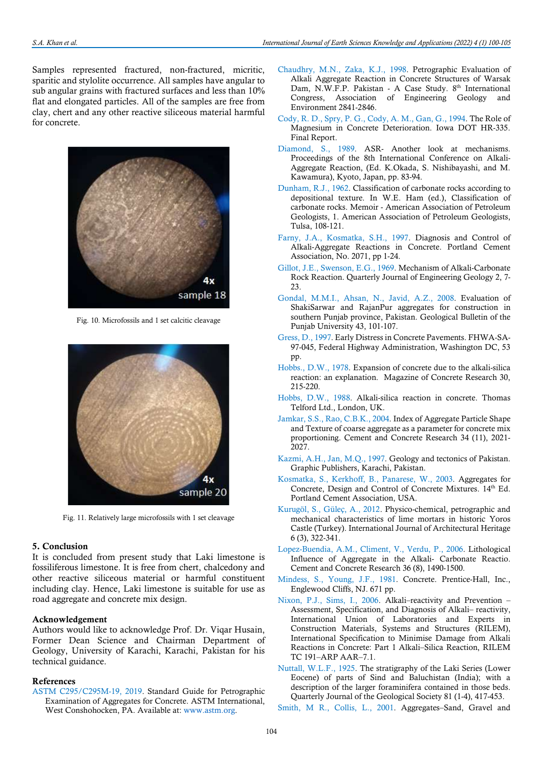Samples represented fractured, non-fractured, micritic, sparitic and stylolite occurrence. All samples have angular to sub angular grains with fractured surfaces and less than 10% flat and elongated particles. All of the samples are free from clay, chert and any other reactive siliceous material harmful for concrete.

4x
sample 18

Fig. 10. Microfossils and 1 set calcitic cleavage

4x
sample 20

Fig. 11. Relatively large microfossils with 1 set cleavage

## 5. Conclusion

It is concluded from present study that Laki limestone is fossiliferous limestone. It is free from chert, chalcedony and other reactive siliceous material or harmful constituent including clay. Hence, Laki limestone is suitable for use as road aggregate and concrete mix design.

## Acknowledgement

Authors would like to acknowledge Prof. Dr. Viqar Husain, Former Dean Science and Chairman Department of Geology, University of Karachi, Karachi, Pakistan for his technical guidance.

## References

ASTM C295/C295M-19, 2019. Standard Guide for Petrographic Examination of Aggregates for Concrete. ASTM International, West Conshohocken, PA. Available at: www.astm.org.

Chaudhry, M.N., Zaka, K.J., 1998. Petrographic Evaluation of Alkali Aggregate Reaction in Concrete Structures of Warsak Dam, N.W.F.P. Pakistan - A Case Study. 8th International Congress, Association of Engineering Geology and Environment 2841-2846.

Cody, R. D., Spry, P. G., Cody, A. M., Gan, G., 1994. The Role of Magnesium in Concrete Deterioration. Iowa DOT HR-335. Final Report.

Diamond, S., 1989. ASR- Another look at mechanisms. Proceedings of the 8th International Conference on Alkali-Aggregate Reaction, (Ed. K.Okada, S. Nishibayashi, and M. Kawamura), Kyoto, Japan, pp. 83-94.

Dunham, R.J., 1962. Classification of carbonate rocks according to depositional texture. In W.E. Ham (ed.), Classification of carbonate rocks. Memoir - American Association of Petroleum Geologists, 1. American Association of Petroleum Geologists, Tulsa, 108-121.

Farny, J.A., Kosmatka, S.H., 1997. Diagnosis and Control of Alkali-Aggregate Reactions in Concrete. Portland Cement Association, No. 2071, pp 1-24.

Gillot, J.E., Swenson, E.G., 1969. Mechanism of Alkali-Carbonate Rock Reaction. Quarterly Journal of Engineering Geology 2, 7-23.

Gondal, M.M.I., Ahsan, N., Javid, A.Z., 2008. Evaluation of ShakiSarwar and RajanPur aggregates for construction in southern Punjab province, Pakistan. Geological Bulletin of the Punjab University 43, 101-107.

Gress, D., 1997. Early Distress in Concrete Pavements. FHWA-SA-97-045, Federal Highway Administration, Washington DC, 53 pp.

Hobbs., D.W., 1978. Expansion of concrete due to the alkali-silica reaction: an explanation. Magazine of Concrete Research 30, 215-220.

Hobbs, D.W., 1988. Alkali-silica reaction in concrete. Thomas Telford Ltd., London, UK.

Jamkar, S.S., Rao, C.B.K., 2004. Index of Aggregate Particle Shape and Texture of coarse aggregate as a parameter for concrete mix proportioning. Cement and Concrete Research 34 (11), 2021-2027.

Kazmi, A.H., Jan, M.Q., 1997. Geology and tectonics of Pakistan. Graphic Publishers, Karachi, Pakistan.

Kosmatka, S., Kerkhoff, B., Panarese, W., 2003. Aggregates for Concrete, Design and Control of Concrete Mixtures. 14th Ed. Portland Cement Association, USA.

Kurugöl, S., Güleç, A., 2012. Physico-chemical, petrographic and mechanical characteristics of lime mortars in historic Yoros Castle (Turkey). International Journal of Architectural Heritage 6 (3), 322-341.

Lopez-Buendia, A.M., Climent, V., Verdu, P., 2006. Lithological Influence of Aggregate in the Alkali- Carbonate Reactio. Cement and Concrete Research 36 (8), 1490-1500.

Mindess, S., Young, J.F., 1981. Concrete. Prentice-Hall, Inc., Englewood Cliffs, NJ. 671 pp.

Nixon, P.J., Sims, I., 2006. Alkali–reactivity and Prevention – Assessment, Specification, and Diagnosis of Alkali– reactivity, International Union of Laboratories and Experts in Construction Materials, Systems and Structures (RILEM), International Specification to Minimise Damage from Alkali Reactions in Concrete: Part 1 Alkali–Silica Reaction, RILEM TC 191–ARP AAR–7.1.

Nuttall, W.L.F., 1925. The stratigraphy of the Laki Series (Lower Eocene) of parts of Sind and Baluchistan (India); with a description of the larger foraminifera contained in those beds. Quarterly Journal of the Geological Society 81 (1-4), 417-453.

Smith, M R., Collis, L., 2001. Aggregates–Sand, Gravel and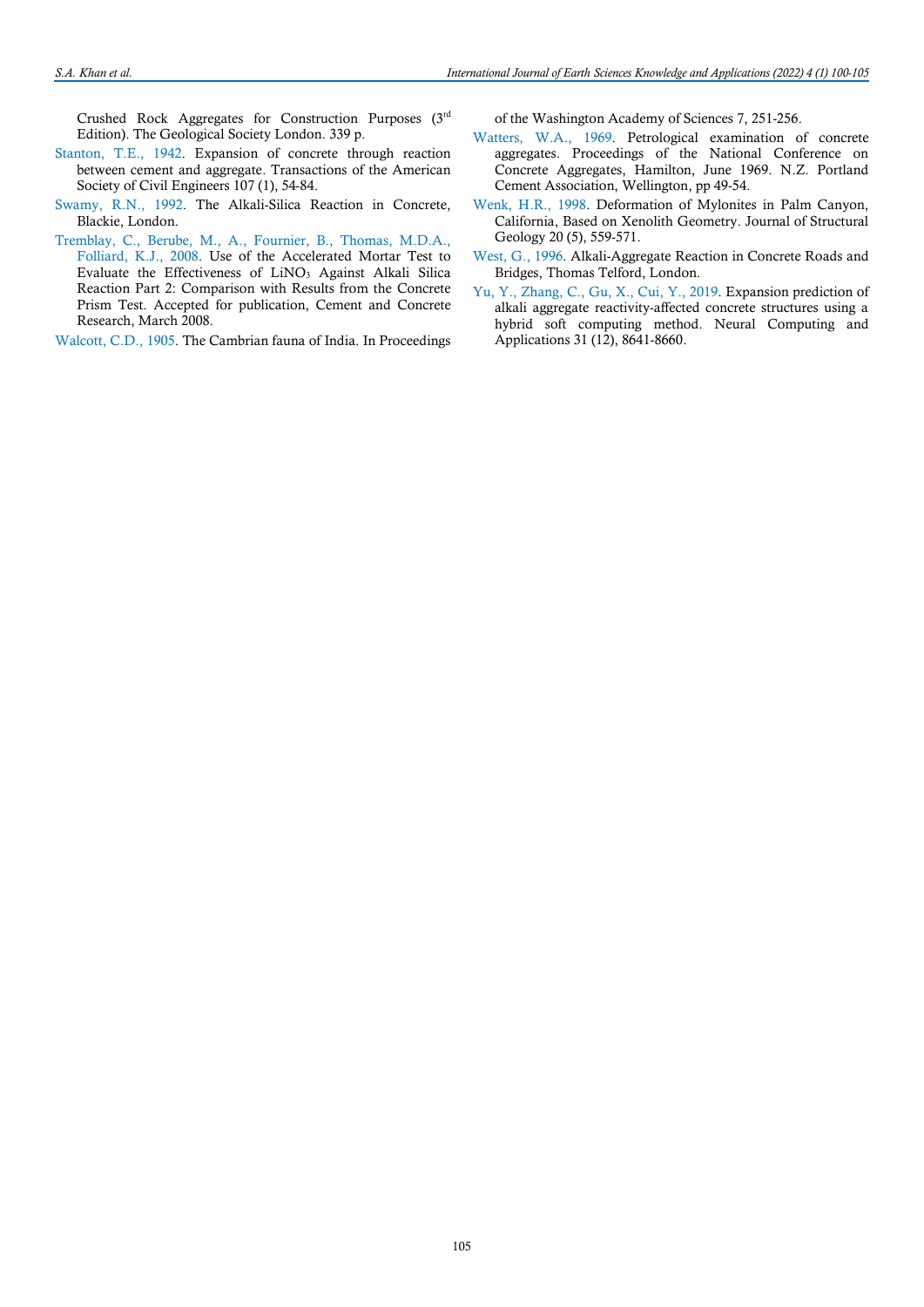Crushed Rock Aggregates for Construction Purposes (3rd Edition). The Geological Society London. 339 p.

Stanton, T.E., 1942. Expansion of concrete through reaction between cement and aggregate. Transactions of the American Society of Civil Engineers 107 (1), 54-84.

Swamy, R.N., 1992. The Alkali-Silica Reaction in Concrete, Blackie, London.

Tremblay, C., Berube, M., A., Fournier, B., Thomas, M.D.A., Folliard, K.J., 2008. Use of the Accelerated Mortar Test to Evaluate the Effectiveness of $LiNO_3$ Against Alkali Silica Reaction Part 2: Comparison with Results from the Concrete Prism Test. Accepted for publication, Cement and Concrete Research, March 2008.

Walcott, C.D., 1905. The Cambrian fauna of India. In Proceedings of the Washington Academy of Sciences 7, 251-256.

Watters, W.A., 1969. Petrological examination of concrete aggregates. Proceedings of the National Conference on Concrete Aggregates, Hamilton, June 1969. N.Z. Portland Cement Association, Wellington, pp 49-54.

Wenk, H.R., 1998. Deformation of Mylonites in Palm Canyon, California, Based on Xenolith Geometry. Journal of Structural Geology 20 (5), 559-571.

West, G., 1996. Alkali-Aggregate Reaction in Concrete Roads and Bridges, Thomas Telford, London.

Yu, Y., Zhang, C., Gu, X., Cui, Y., 2019. Expansion prediction of alkali aggregate reactivity-affected concrete structures using a hybrid soft computing method. Neural Computing and Applications 31 (12), 8641-8660.